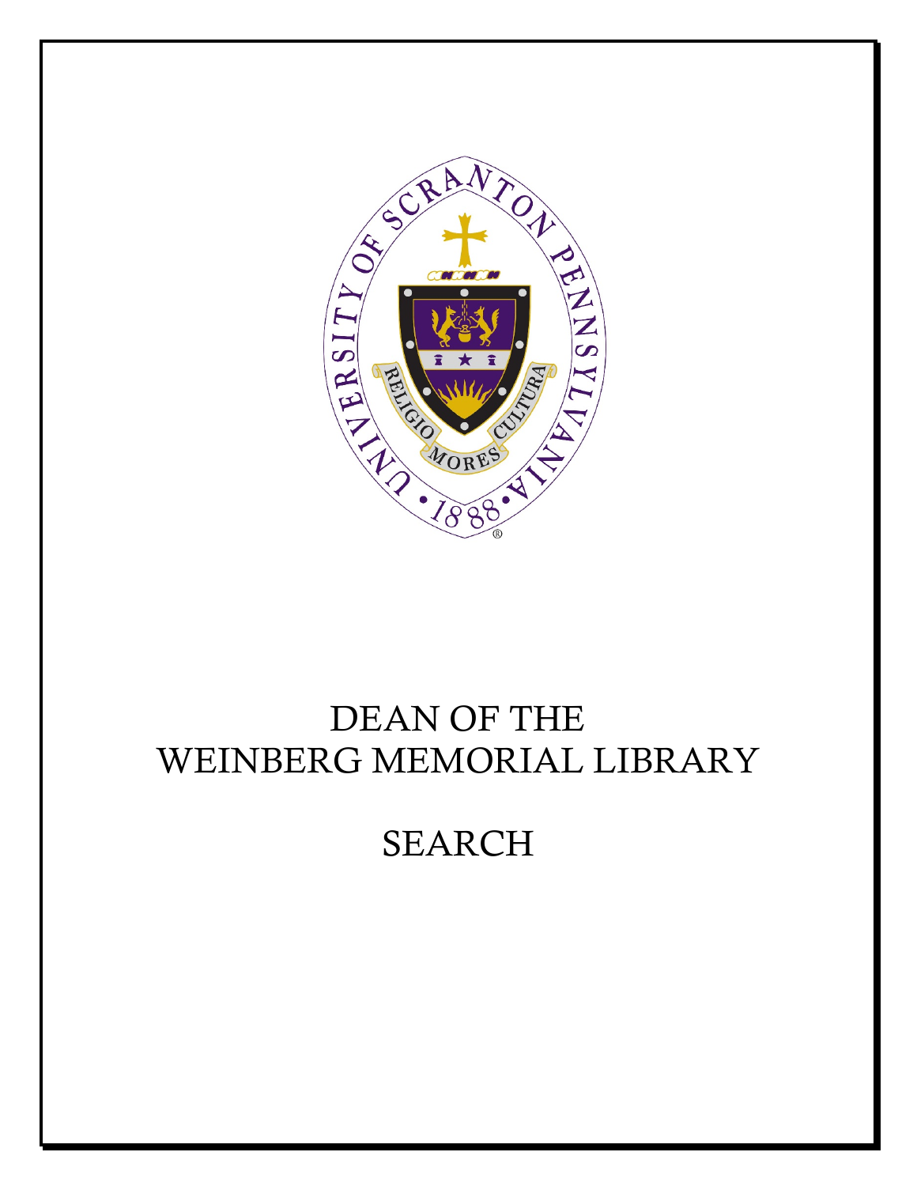# DEAN OF THE WEINBERG MEMORIAL LIBRARY

# SEARCH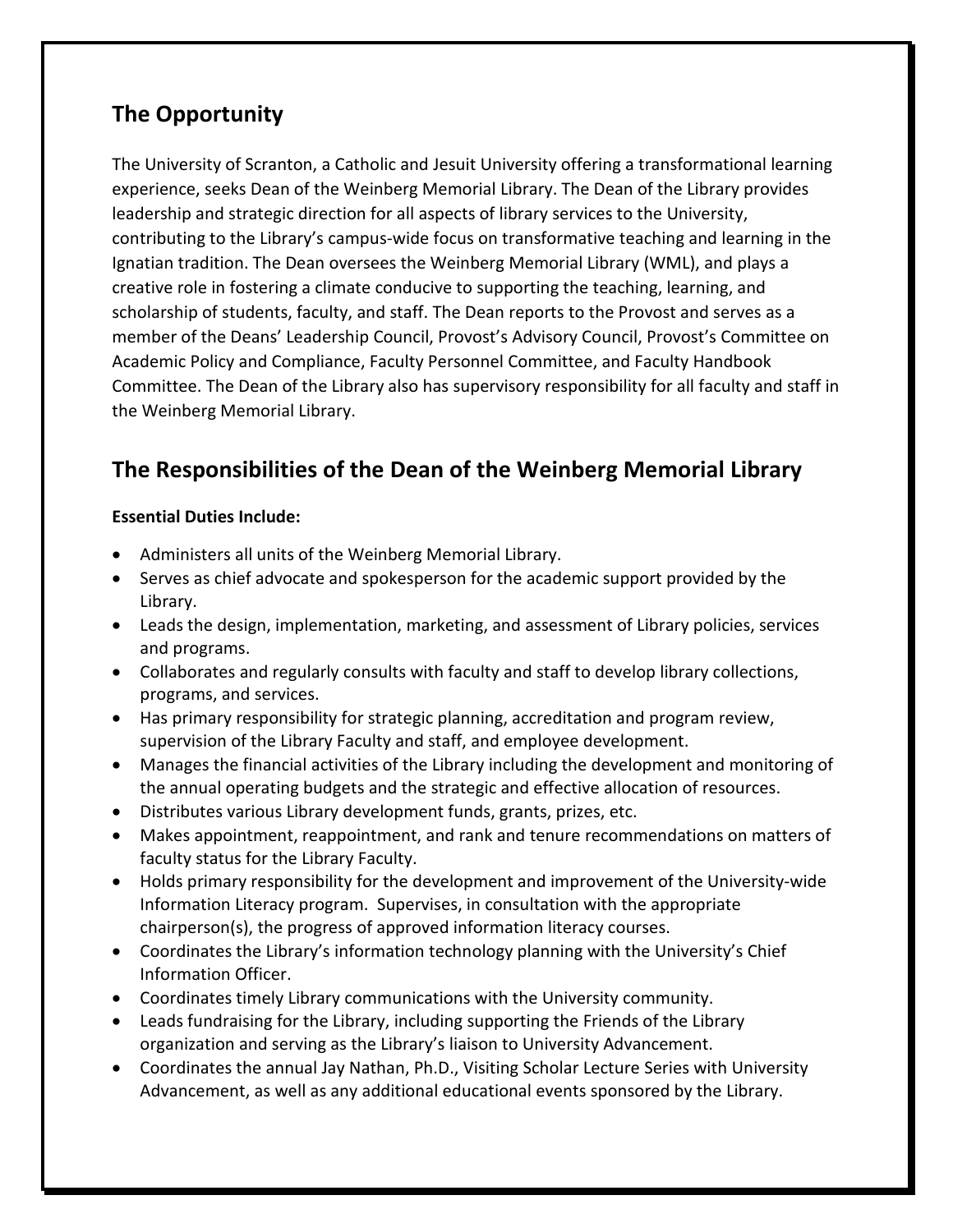## The Opportunity

The University of Scranton, a Catholic and Jesuit University offering a transformational learning experience, seeks Dean of the Weinberg Memorial Library. The Dean of the Library provides leadership and strategic direction for all aspects of library services to the University, contributing to the Library's campus-wide focus on transformative teaching and learning in the Ignatian tradition. The Dean oversees the Weinberg Memorial Library (WML), and plays a creative role in fostering a climate conducive to supporting the teaching, learning, and scholarship of students, faculty, and staff. The Dean reports to the Provost and serves as a member of the Deans' Leadership Council, Provost's Advisory Council, Provost's Committee on Academic Policy and Compliance, Faculty Personnel Committee, and Faculty Handbook Committee. The Dean of the Library also has supervisory responsibility for all faculty and staff in the Weinberg Memorial Library.

## The Responsibilities of the Dean of the Weinberg Memorial Library

**Essential Duties Include:**

- Administers all units of the Weinberg Memorial Library.
- Serves as chief advocate and spokesperson for the academic support provided by the Library.
- Leads the design, implementation, marketing, and assessment of Library policies, services and programs.
- Collaborates and regularly consults with faculty and staff to develop library collections, programs, and services.
- Has primary responsibility for strategic planning, accreditation and program review, supervision of the Library Faculty and staff, and employee development.
- Manages the financial activities of the Library including the development and monitoring of the annual operating budgets and the strategic and effective allocation of resources.
- Distributes various Library development funds, grants, prizes, etc.
- Makes appointment, reappointment, and rank and tenure recommendations on matters of faculty status for the Library Faculty.
- Holds primary responsibility for the development and improvement of the University-wide Information Literacy program. Supervises, in consultation with the appropriate chairperson(s), the progress of approved information literacy courses.
- Coordinates the Library's information technology planning with the University's Chief Information Officer.
- Coordinates timely Library communications with the University community.
- Leads fundraising for the Library, including supporting the Friends of the Library organization and serving as the Library's liaison to University Advancement.
- Coordinates the annual Jay Nathan, Ph.D., Visiting Scholar Lecture Series with University Advancement, as well as any additional educational events sponsored by the Library.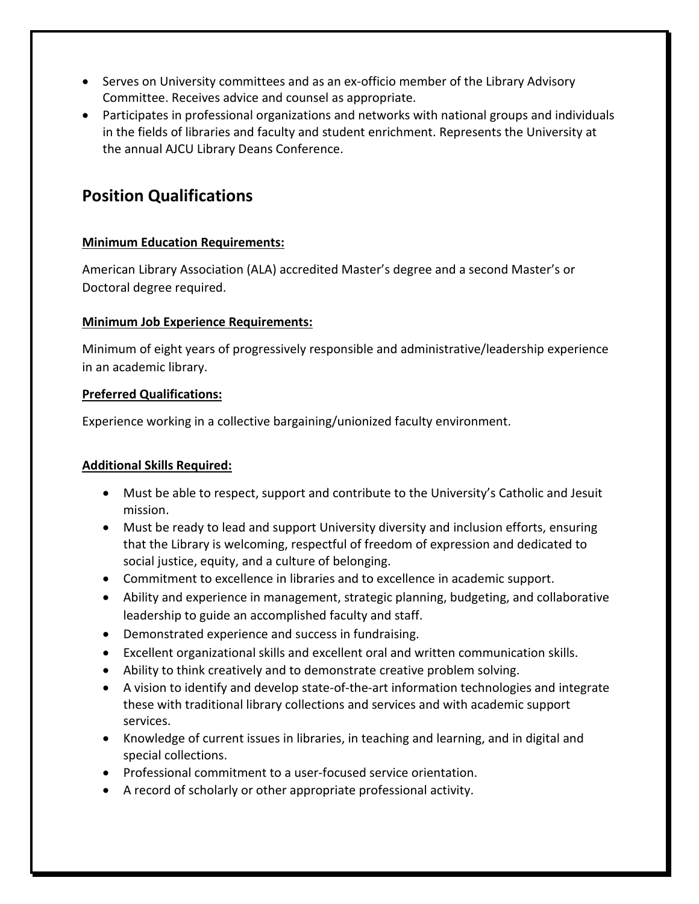- Serves on University committees and as an ex-officio member of the Library Advisory Committee. Receives advice and counsel as appropriate.
- Participates in professional organizations and networks with national groups and individuals in the fields of libraries and faculty and student enrichment. Represents the University at the annual AJCU Library Deans Conference.

## Position Qualifications

**Minimum Education Requirements:**

American Library Association (ALA) accredited Master's degree and a second Master's or Doctoral degree required.

**Minimum Job Experience Requirements:**

Minimum of eight years of progressively responsible and administrative/leadership experience in an academic library.

**Preferred Qualifications:**

Experience working in a collective bargaining/unionized faculty environment.

**Additional Skills Required:**

- Must be able to respect, support and contribute to the University's Catholic and Jesuit mission.
- Must be ready to lead and support University diversity and inclusion efforts, ensuring that the Library is welcoming, respectful of freedom of expression and dedicated to social justice, equity, and a culture of belonging.
- Commitment to excellence in libraries and to excellence in academic support.
- Ability and experience in management, strategic planning, budgeting, and collaborative leadership to guide an accomplished faculty and staff.
- Demonstrated experience and success in fundraising.
- Excellent organizational skills and excellent oral and written communication skills.
- Ability to think creatively and to demonstrate creative problem solving.
- A vision to identify and develop state-of-the-art information technologies and integrate these with traditional library collections and services and with academic support services.
- Knowledge of current issues in libraries, in teaching and learning, and in digital and special collections.
- Professional commitment to a user-focused service orientation.
- A record of scholarly or other appropriate professional activity.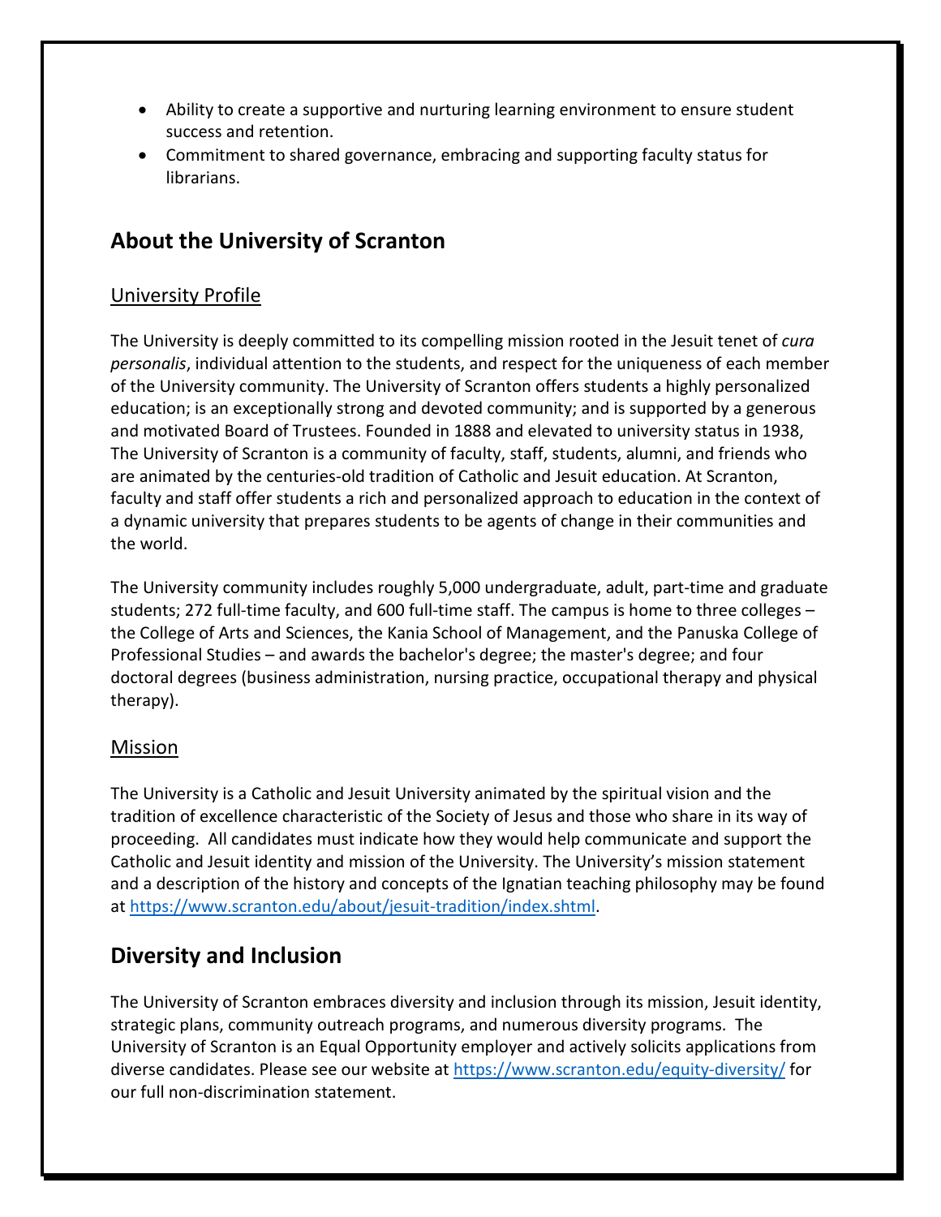- Ability to create a supportive and nurturing learning environment to ensure student success and retention.
- Commitment to shared governance, embracing and supporting faculty status for librarians.

## About the University of Scranton

### University Profile

The University is deeply committed to its compelling mission rooted in the Jesuit tenet of *cura personalis*, individual attention to the students, and respect for the uniqueness of each member of the University community. The University of Scranton offers students a highly personalized education; is an exceptionally strong and devoted community; and is supported by a generous and motivated Board of Trustees. Founded in 1888 and elevated to university status in 1938, The University of Scranton is a community of faculty, staff, students, alumni, and friends who are animated by the centuries-old tradition of Catholic and Jesuit education. At Scranton, faculty and staff offer students a rich and personalized approach to education in the context of a dynamic university that prepares students to be agents of change in their communities and the world.

The University community includes roughly 5,000 undergraduate, adult, part-time and graduate students; 272 full-time faculty, and 600 full-time staff. The campus is home to three colleges – the College of Arts and Sciences, the Kania School of Management, and the Panuska College of Professional Studies – and awards the bachelor's degree; the master's degree; and four doctoral degrees (business administration, nursing practice, occupational therapy and physical therapy).

### Mission

The University is a Catholic and Jesuit University animated by the spiritual vision and the tradition of excellence characteristic of the Society of Jesus and those who share in its way of proceeding. All candidates must indicate how they would help communicate and support the Catholic and Jesuit identity and mission of the University. The University's mission statement and a description of the history and concepts of the Ignatian teaching philosophy may be found at https://www.scranton.edu/about/jesuit-tradition/index.shtml.

## Diversity and Inclusion

The University of Scranton embraces diversity and inclusion through its mission, Jesuit identity, strategic plans, community outreach programs, and numerous diversity programs. The University of Scranton is an Equal Opportunity employer and actively solicits applications from diverse candidates. Please see our website at https://www.scranton.edu/equity-diversity/ for our full non-discrimination statement.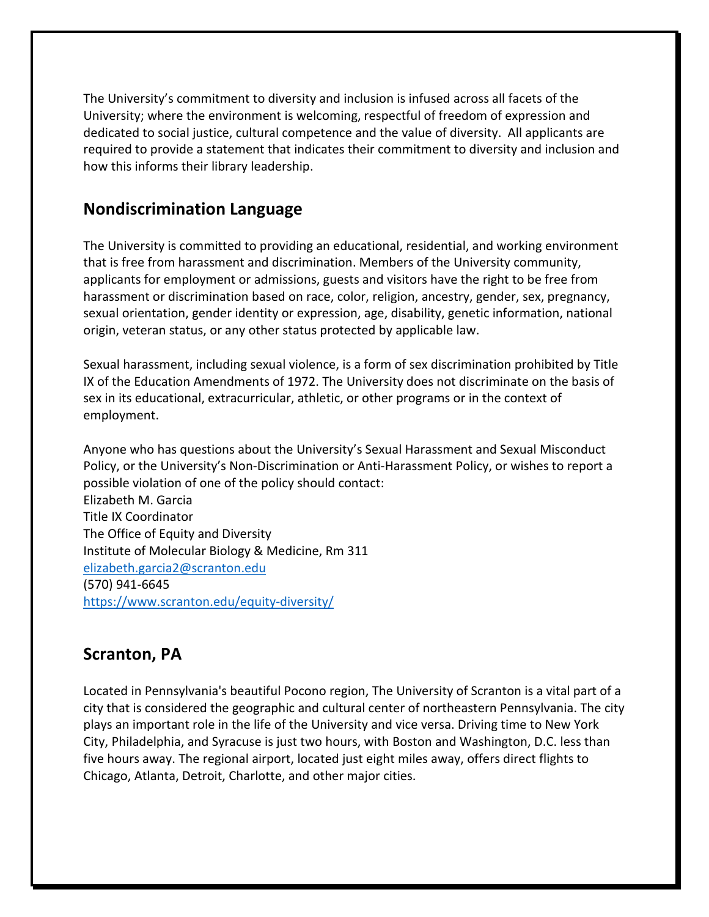The University's commitment to diversity and inclusion is infused across all facets of the University; where the environment is welcoming, respectful of freedom of expression and dedicated to social justice, cultural competence and the value of diversity. All applicants are required to provide a statement that indicates their commitment to diversity and inclusion and how this informs their library leadership.

## Nondiscrimination Language

The University is committed to providing an educational, residential, and working environment that is free from harassment and discrimination. Members of the University community, applicants for employment or admissions, guests and visitors have the right to be free from harassment or discrimination based on race, color, religion, ancestry, gender, sex, pregnancy, sexual orientation, gender identity or expression, age, disability, genetic information, national origin, veteran status, or any other status protected by applicable law.

Sexual harassment, including sexual violence, is a form of sex discrimination prohibited by Title IX of the Education Amendments of 1972. The University does not discriminate on the basis of sex in its educational, extracurricular, athletic, or other programs or in the context of employment.

Anyone who has questions about the University's Sexual Harassment and Sexual Misconduct Policy, or the University's Non-Discrimination or Anti-Harassment Policy, or wishes to report a possible violation of one of the policy should contact:
Elizabeth M. Garcia
Title IX Coordinator
The Office of Equity and Diversity
Institute of Molecular Biology & Medicine, Rm 311
elizabeth.garcia2@scranton.edu
(570) 941-6645
https://www.scranton.edu/equity-diversity/

## Scranton, PA

Located in Pennsylvania's beautiful Pocono region, The University of Scranton is a vital part of a city that is considered the geographic and cultural center of northeastern Pennsylvania. The city plays an important role in the life of the University and vice versa. Driving time to New York City, Philadelphia, and Syracuse is just two hours, with Boston and Washington, D.C. less than five hours away. The regional airport, located just eight miles away, offers direct flights to Chicago, Atlanta, Detroit, Charlotte, and other major cities.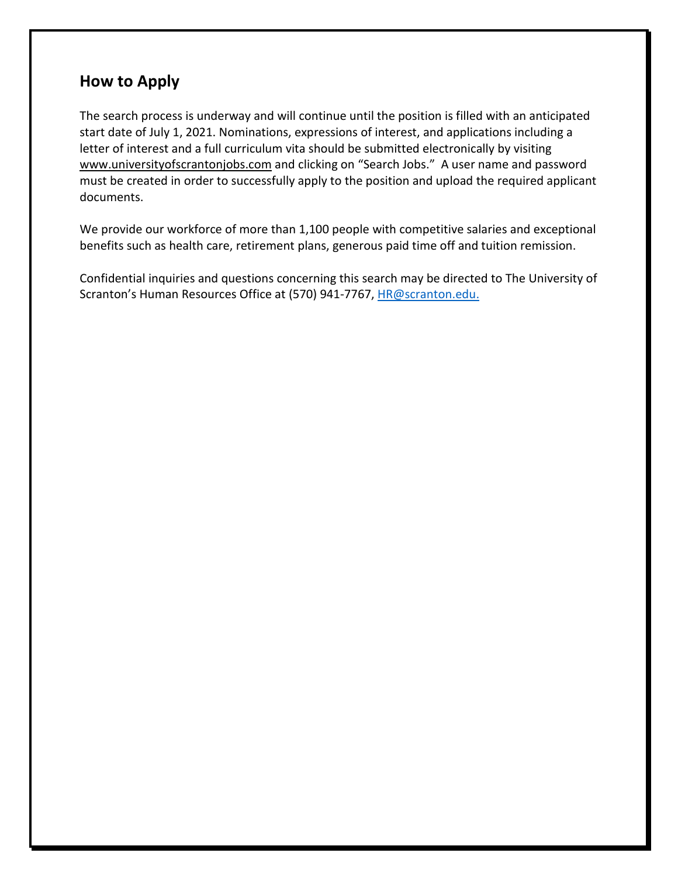## How to Apply

The search process is underway and will continue until the position is filled with an anticipated start date of July 1, 2021. Nominations, expressions of interest, and applications including a letter of interest and a full curriculum vita should be submitted electronically by visiting www.universityofscrantonjobs.com and clicking on "Search Jobs." A user name and password must be created in order to successfully apply to the position and upload the required applicant documents.

We provide our workforce of more than 1,100 people with competitive salaries and exceptional benefits such as health care, retirement plans, generous paid time off and tuition remission.

Confidential inquiries and questions concerning this search may be directed to The University of Scranton's Human Resources Office at (570) 941-7767, HR@scranton.edu.